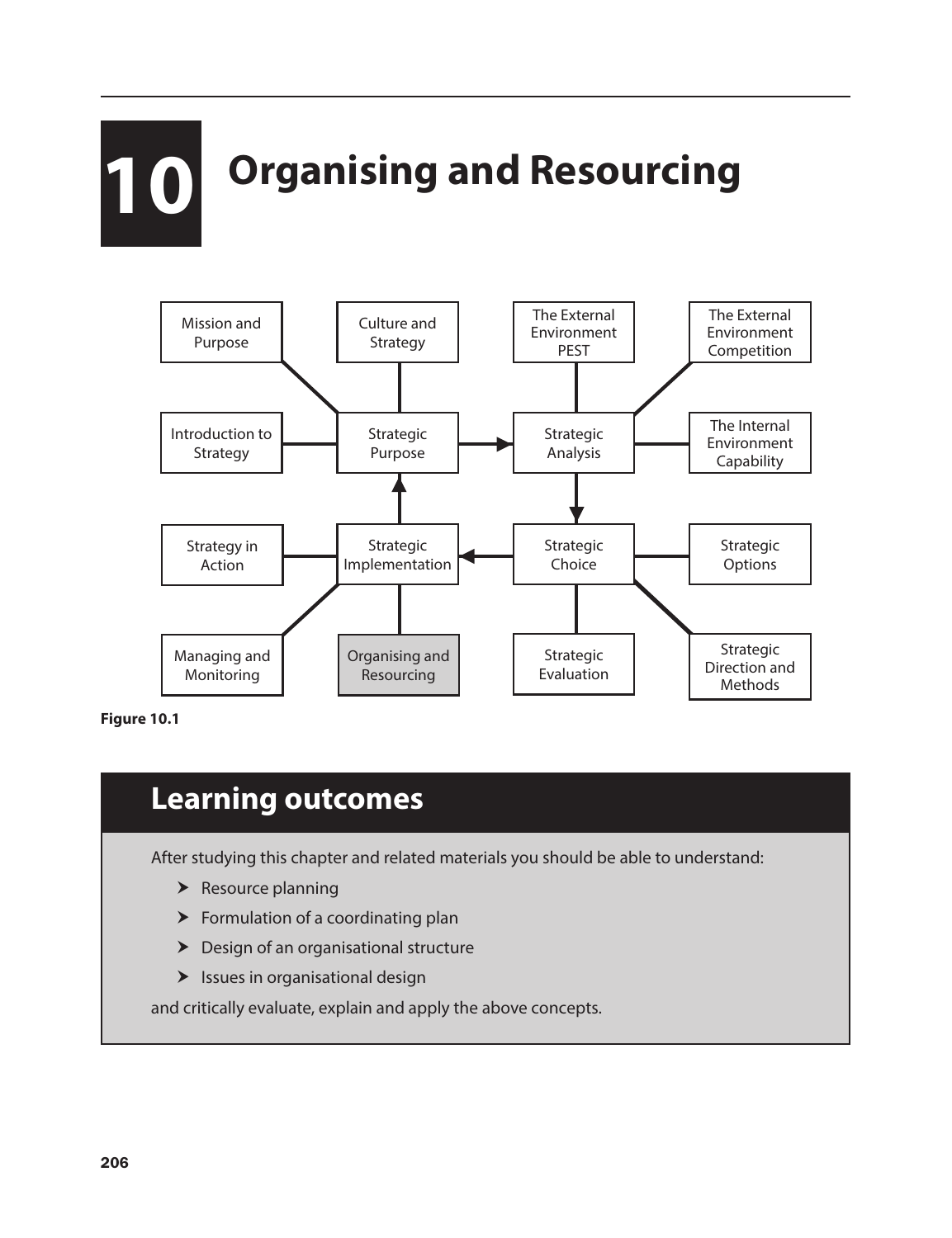# 10 Organising and Resourcing

Figure 10.1

## Learning outcomes

After studying this chapter and related materials you should be able to understand:

- Resource planning
- Formulation of a coordinating plan
- Design of an organisational structure
- Issues in organisational design

and critically evaluate, explain and apply the above concepts.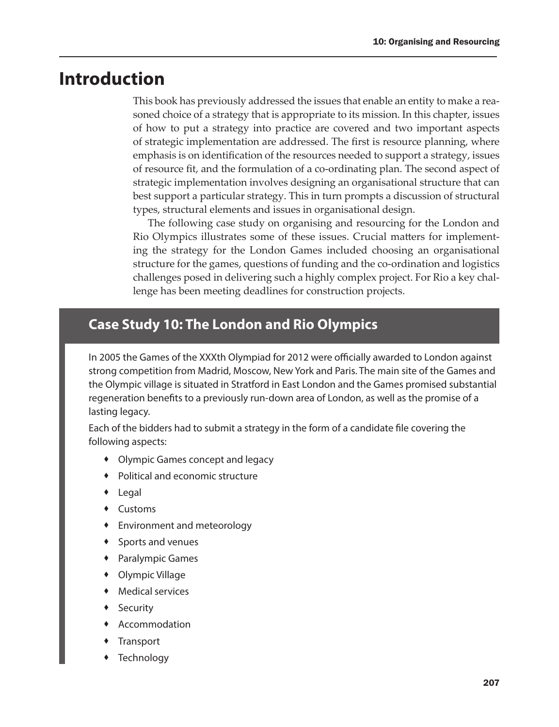# Introduction

This book has previously addressed the issues that enable an entity to make a reasoned choice of a strategy that is appropriate to its mission. In this chapter, issues of how to put a strategy into practice are covered and two important aspects of strategic implementation are addressed. The first is resource planning, where emphasis is on identification of the resources needed to support a strategy, issues of resource fit, and the formulation of a co-ordinating plan. The second aspect of strategic implementation involves designing an organisational structure that can best support a particular strategy. This in turn prompts a discussion of structural types, structural elements and issues in organisational design.

The following case study on organising and resourcing for the London and Rio Olympics illustrates some of these issues. Crucial matters for implementing the strategy for the London Games included choosing an organisational structure for the games, questions of funding and the co-ordination and logistics challenges posed in delivering such a highly complex project. For Rio a key challenge has been meeting deadlines for construction projects.

## Case Study 10: The London and Rio Olympics

In 2005 the Games of the XXXth Olympiad for 2012 were officially awarded to London against strong competition from Madrid, Moscow, New York and Paris. The main site of the Games and the Olympic village is situated in Stratford in East London and the Games promised substantial regeneration benefits to a previously run-down area of London, as well as the promise of a lasting legacy.

Each of the bidders had to submit a strategy in the form of a candidate file covering the following aspects:

- Olympic Games concept and legacy
- Political and economic structure
- Legal
- Customs
- Environment and meteorology
- Sports and venues
- Paralympic Games
- Olympic Village
- Medical services
- Security
- Accommodation
- Transport
- Technology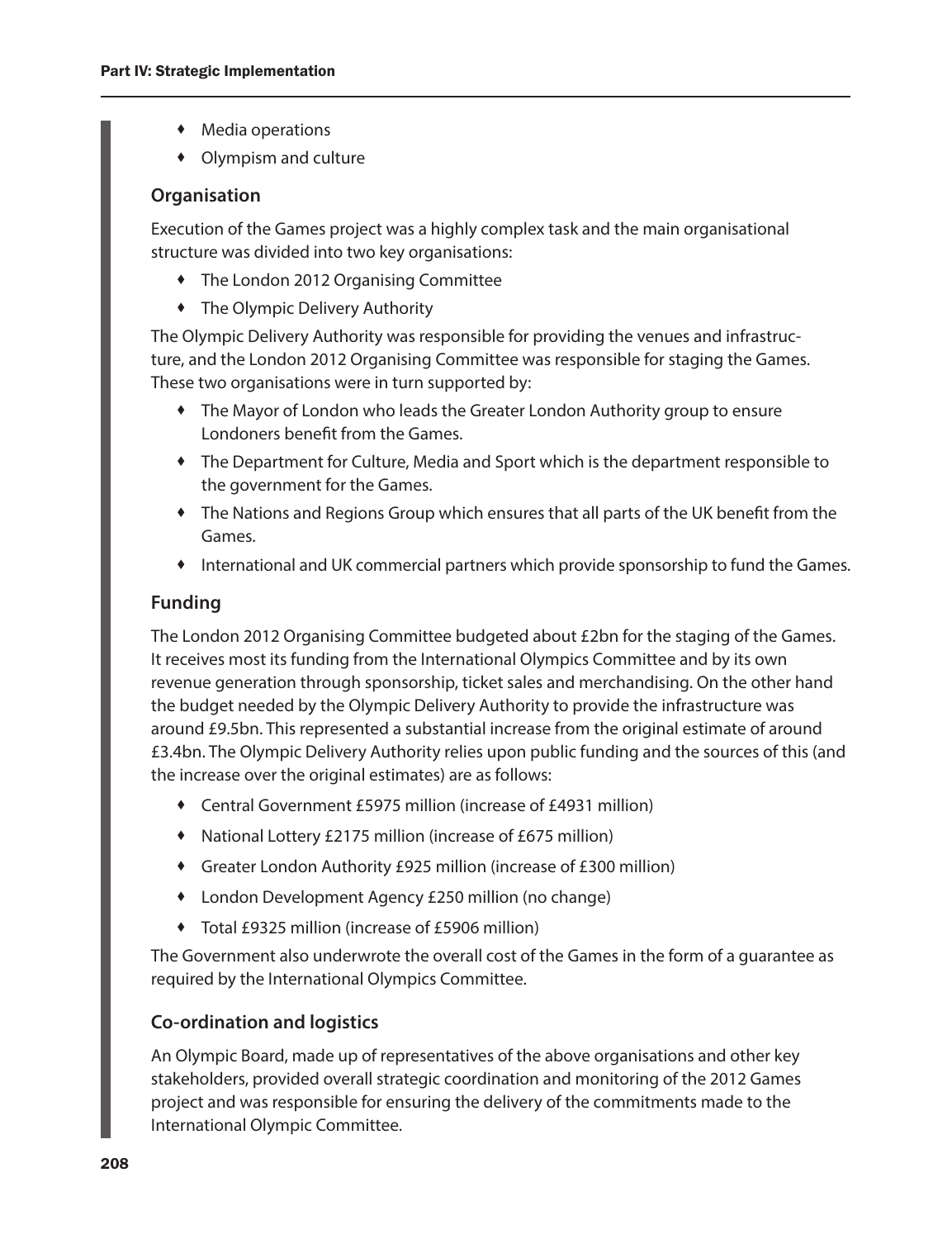- Media operations
- Olympism and culture

### Organisation

Execution of the Games project was a highly complex task and the main organisational structure was divided into two key organisations:

- The London 2012 Organising Committee
- The Olympic Delivery Authority

The Olympic Delivery Authority was responsible for providing the venues and infrastructure, and the London 2012 Organising Committee was responsible for staging the Games. These two organisations were in turn supported by:

- The Mayor of London who leads the Greater London Authority group to ensure Londoners benefit from the Games.
- The Department for Culture, Media and Sport which is the department responsible to the government for the Games.
- The Nations and Regions Group which ensures that all parts of the UK benefit from the Games.
- International and UK commercial partners which provide sponsorship to fund the Games.

### Funding

The London 2012 Organising Committee budgeted about £2bn for the staging of the Games. It receives most its funding from the International Olympics Committee and by its own revenue generation through sponsorship, ticket sales and merchandising. On the other hand the budget needed by the Olympic Delivery Authority to provide the infrastructure was around £9.5bn. This represented a substantial increase from the original estimate of around £3.4bn. The Olympic Delivery Authority relies upon public funding and the sources of this (and the increase over the original estimates) are as follows:

- Central Government £5975 million (increase of £4931 million)
- National Lottery £2175 million (increase of £675 million)
- Greater London Authority £925 million (increase of £300 million)
- London Development Agency £250 million (no change)
- Total £9325 million (increase of £5906 million)

The Government also underwrote the overall cost of the Games in the form of a guarantee as required by the International Olympics Committee.

### Co-ordination and logistics

An Olympic Board, made up of representatives of the above organisations and other key stakeholders, provided overall strategic coordination and monitoring of the 2012 Games project and was responsible for ensuring the delivery of the commitments made to the International Olympic Committee.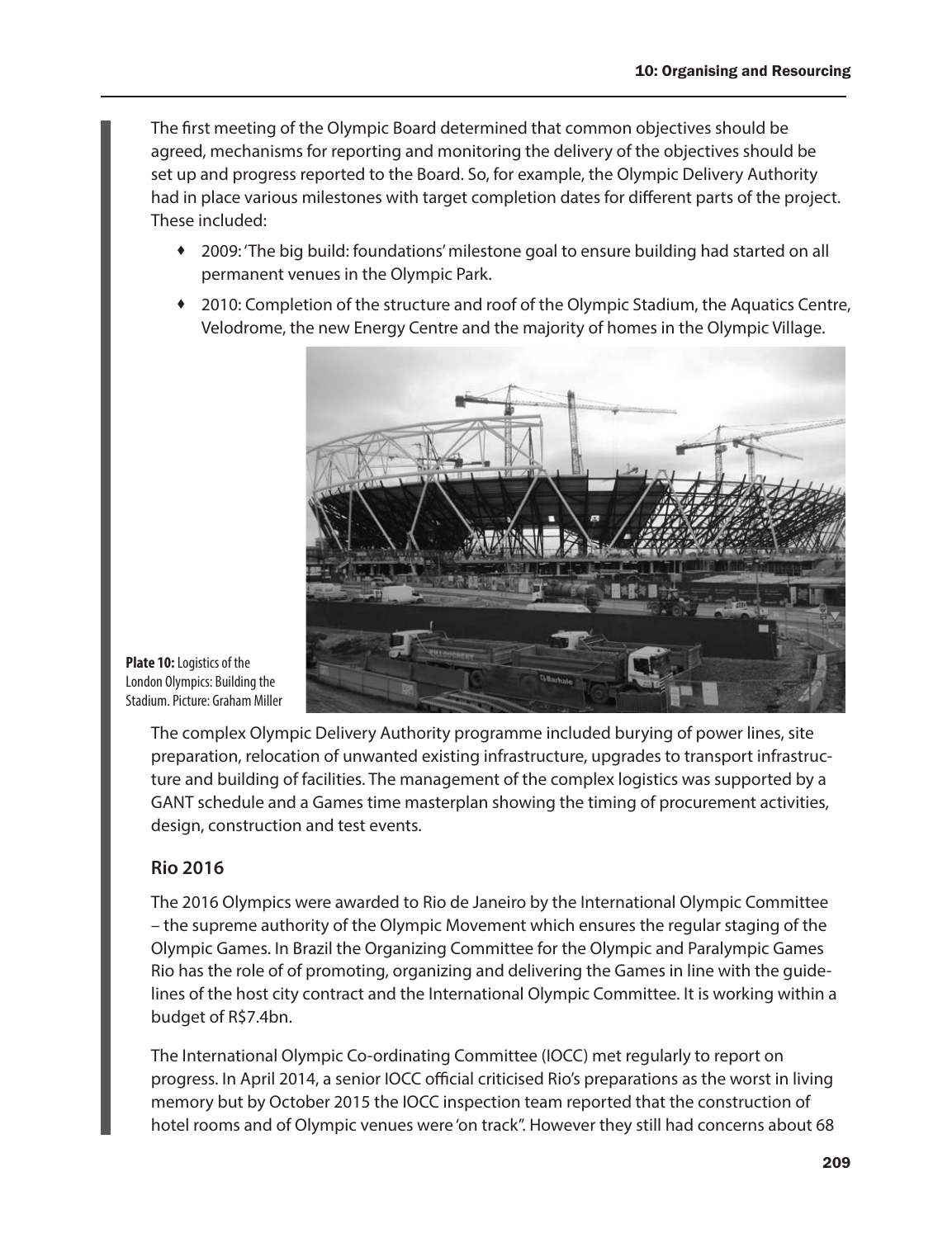The first meeting of the Olympic Board determined that common objectives should be agreed, mechanisms for reporting and monitoring the delivery of the objectives should be set up and progress reported to the Board. So, for example, the Olympic Delivery Authority had in place various milestones with target completion dates for different parts of the project. These included:

- 2009: 'The big build: foundations' milestone goal to ensure building had started on all permanent venues in the Olympic Park.
- 2010: Completion of the structure and roof of the Olympic Stadium, the Aquatics Centre, Velodrome, the new Energy Centre and the majority of homes in the Olympic Village.

**Plate 10:** Logistics of the London Olympics: Building the Stadium. Picture: Graham Miller

The complex Olympic Delivery Authority programme included burying of power lines, site preparation, relocation of unwanted existing infrastructure, upgrades to transport infrastructure and building of facilities. The management of the complex logistics was supported by a GANT schedule and a Games time masterplan showing the timing of procurement activities, design, construction and test events.

## Rio 2016

The 2016 Olympics were awarded to Rio de Janeiro by the International Olympic Committee – the supreme authority of the Olympic Movement which ensures the regular staging of the Olympic Games. In Brazil the Organizing Committee for the Olympic and Paralympic Games Rio has the role of of promoting, organizing and delivering the Games in line with the guidelines of the host city contract and the International Olympic Committee. It is working within a budget of R$7.4bn.

The International Olympic Co-ordinating Committee (IOCC) met regularly to report on progress. In April 2014, a senior IOCC official criticised Rio's preparations as the worst in living memory but by October 2015 the IOCC inspection team reported that the construction of hotel rooms and of Olympic venues were 'on track". However they still had concerns about 68